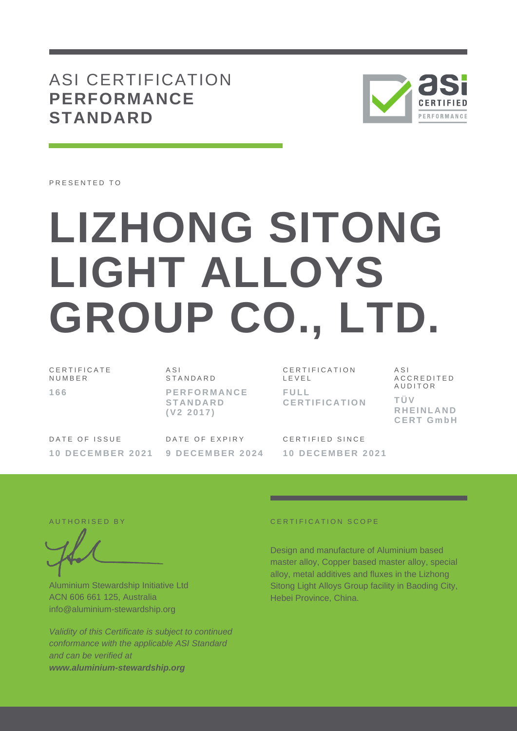# ASI CERTIFICATION **PERFORMANCE STANDARD**

PRESENTED TO

# LIZHONG SITONG LIGHT ALLOYS GROUP CO., LTD.

| CERTIFICATE NUMBER | ASI STANDARD | CERTIFICATION LEVEL | ASI ACCREDITED AUDITOR |
|---|---|---|---|
| **166** | **PERFORMANCE STANDARD (V2 2017)** | **FULL CERTIFICATION** | **TÜV RHEINLAND CERT GmbH** |

| DATE OF ISSUE | DATE OF EXPIRY | CERTIFIED SINCE |
|---|---|---|
| **10 DECEMBER 2021** | **9 DECEMBER 2024** | **10 DECEMBER 2021** |

AUTHORISED BY

Aluminium Stewardship Initiative Ltd
ACN 606 661 125, Australia
info@aluminium-stewardship.org

*Validity of this Certificate is subject to continued conformance with the applicable ASI Standard and can be verified at* ***www.aluminium-stewardship.org***

CERTIFICATION SCOPE

Design and manufacture of Aluminium based master alloy, Copper based master alloy, special alloy, metal additives and fluxes in the Lizhong Sitong Light Alloys Group facility in Baoding City, Hebei Province, China.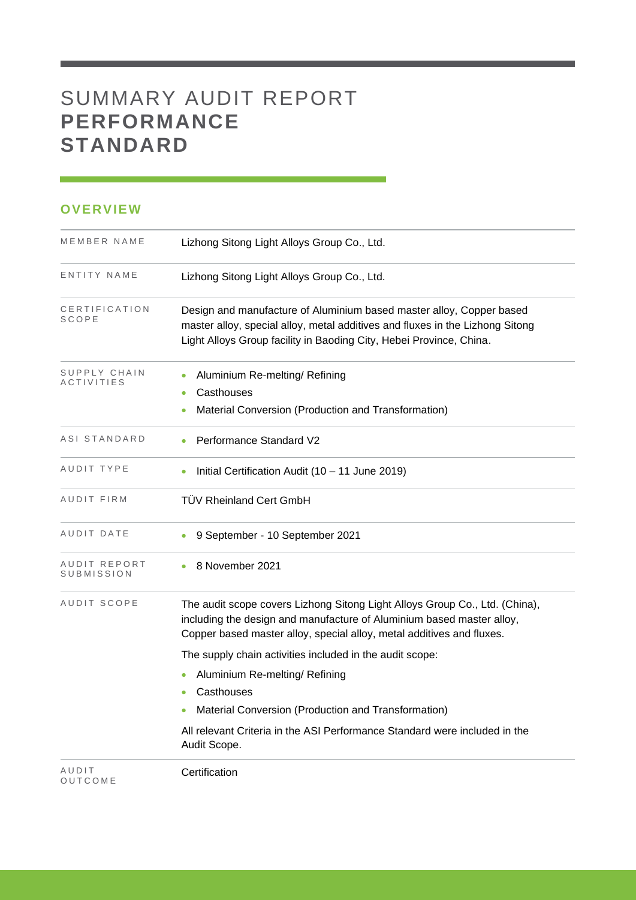# SUMMARY AUDIT REPORT **PERFORMANCE STANDARD**

## OVERVIEW

| | |
|---|---|
| MEMBER NAME | Lizhong Sitong Light Alloys Group Co., Ltd. |
| ENTITY NAME | Lizhong Sitong Light Alloys Group Co., Ltd. |
| CERTIFICATION SCOPE | Design and manufacture of Aluminium based master alloy, Copper based master alloy, special alloy, metal additives and fluxes in the Lizhong Sitong Light Alloys Group facility in Baoding City, Hebei Province, China. |
| SUPPLY CHAIN ACTIVITIES | • Aluminium Re-melting/ Refining<br>• Casthouses<br>• Material Conversion (Production and Transformation) |
| ASI STANDARD | • Performance Standard V2 |
| AUDIT TYPE | • Initial Certification Audit (10 – 11 June 2019) |
| AUDIT FIRM | TÜV Rheinland Cert GmbH |
| AUDIT DATE | • 9 September - 10 September 2021 |
| AUDIT REPORT SUBMISSION | • 8 November 2021 |
| AUDIT SCOPE | The audit scope covers Lizhong Sitong Light Alloys Group Co., Ltd. (China), including the design and manufacture of Aluminium based master alloy, Copper based master alloy, special alloy, metal additives and fluxes.<br><br>The supply chain activities included in the audit scope:<br>• Aluminium Re-melting/ Refining<br>• Casthouses<br>• Material Conversion (Production and Transformation)<br><br>All relevant Criteria in the ASI Performance Standard were included in the Audit Scope. |
| AUDIT OUTCOME | Certification |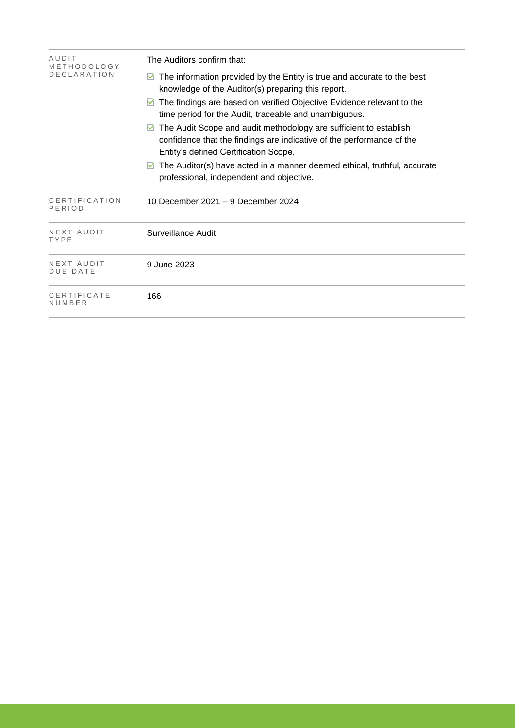| | |
|---|---|
| AUDIT METHODOLOGY DECLARATION | The Auditors confirm that:<br>☑ The information provided by the Entity is true and accurate to the best knowledge of the Auditor(s) preparing this report.<br>☑ The findings are based on verified Objective Evidence relevant to the time period for the Audit, traceable and unambiguous.<br>☑ The Audit Scope and audit methodology are sufficient to establish confidence that the findings are indicative of the performance of the Entity's defined Certification Scope.<br>☑ The Auditor(s) have acted in a manner deemed ethical, truthful, accurate professional, independent and objective. |
| CERTIFICATION PERIOD | 10 December 2021 – 9 December 2024 |
| NEXT AUDIT TYPE | Surveillance Audit |
| NEXT AUDIT DUE DATE | 9 June 2023 |
| CERTIFICATE NUMBER | 166 |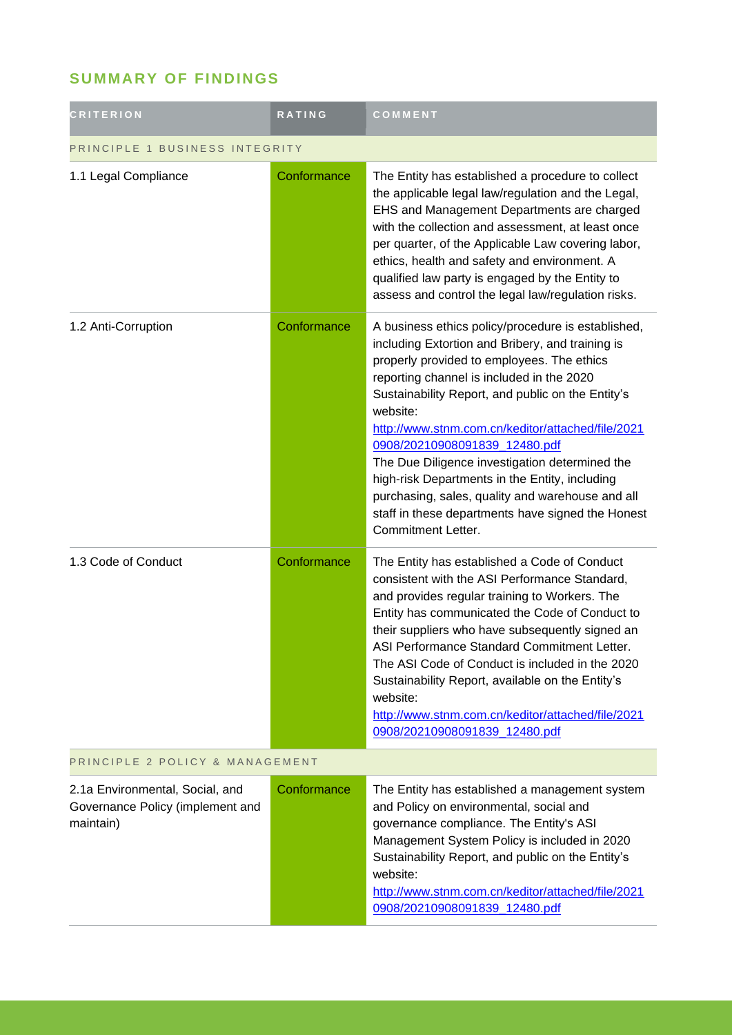## SUMMARY OF FINDINGS

| CRITERION | RATING | COMMENT |
|---|---|---|
| PRINCIPLE 1 BUSINESS INTEGRITY | | |
| 1.1 Legal Compliance | Conformance | The Entity has established a procedure to collect the applicable legal law/regulation and the Legal, EHS and Management Departments are charged with the collection and assessment, at least once per quarter, of the Applicable Law covering labor, ethics, health and safety and environment. A qualified law party is engaged by the Entity to assess and control the legal law/regulation risks. |
| 1.2 Anti-Corruption | Conformance | A business ethics policy/procedure is established, including Extortion and Bribery, and training is properly provided to employees. The ethics reporting channel is included in the 2020 Sustainability Report, and public on the Entity's website: [http://www.stnm.com.cn/keditor/attached/file/20210908/20210908091839_12480.pdf](http://www.stnm.com.cn/keditor/attached/file/20210908/20210908091839_12480.pdf) The Due Diligence investigation determined the high-risk Departments in the Entity, including purchasing, sales, quality and warehouse and all staff in these departments have signed the Honest Commitment Letter. |
| 1.3 Code of Conduct | Conformance | The Entity has established a Code of Conduct consistent with the ASI Performance Standard, and provides regular training to Workers. The Entity has communicated the Code of Conduct to their suppliers who have subsequently signed an ASI Performance Standard Commitment Letter. The ASI Code of Conduct is included in the 2020 Sustainability Report, available on the Entity's website: [http://www.stnm.com.cn/keditor/attached/file/20210908/20210908091839_12480.pdf](http://www.stnm.com.cn/keditor/attached/file/20210908/20210908091839_12480.pdf) |
| PRINCIPLE 2 POLICY & MANAGEMENT | | |
| 2.1a Environmental, Social, and Governance Policy (implement and maintain) | Conformance | The Entity has established a management system and Policy on environmental, social and governance compliance. The Entity's ASI Management System Policy is included in 2020 Sustainability Report, and public on the Entity's website: [http://www.stnm.com.cn/keditor/attached/file/20210908/20210908091839_12480.pdf](http://www.stnm.com.cn/keditor/attached/file/20210908/20210908091839_12480.pdf) |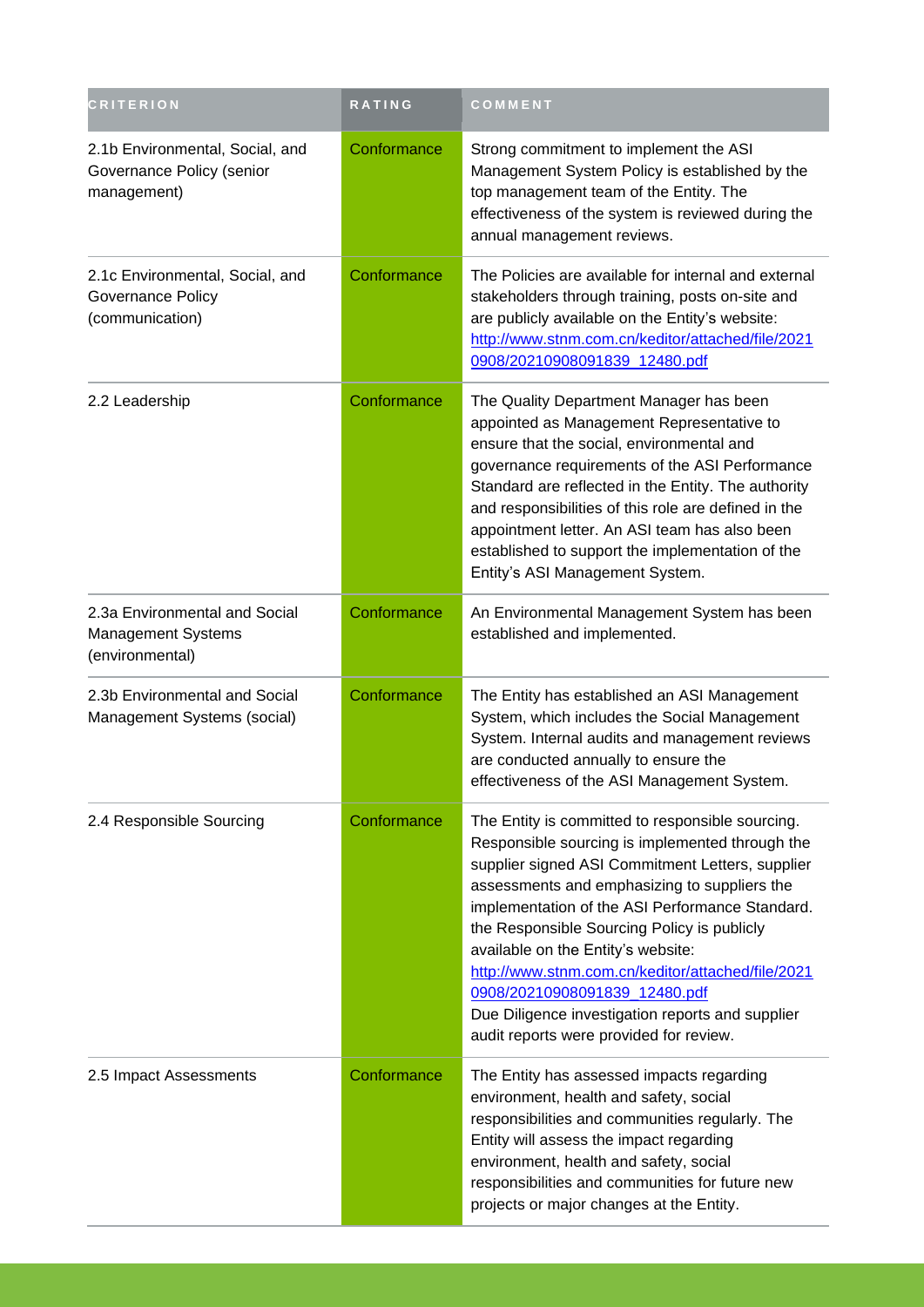| CRITERION | RATING | COMMENT |
|---|---|---|
| 2.1b Environmental, Social, and Governance Policy (senior management) | Conformance | Strong commitment to implement the ASI Management System Policy is established by the top management team of the Entity. The effectiveness of the system is reviewed during the annual management reviews. |
| 2.1c Environmental, Social, and Governance Policy (communication) | Conformance | The Policies are available for internal and external stakeholders through training, posts on-site and are publicly available on the Entity's website: http://www.stnm.com.cn/keditor/attached/file/20210908/20210908091839_12480.pdf |
| 2.2 Leadership | Conformance | The Quality Department Manager has been appointed as Management Representative to ensure that the social, environmental and governance requirements of the ASI Performance Standard are reflected in the Entity. The authority and responsibilities of this role are defined in the appointment letter. An ASI team has also been established to support the implementation of the Entity's ASI Management System. |
| 2.3a Environmental and Social Management Systems (environmental) | Conformance | An Environmental Management System has been established and implemented. |
| 2.3b Environmental and Social Management Systems (social) | Conformance | The Entity has established an ASI Management System, which includes the Social Management System. Internal audits and management reviews are conducted annually to ensure the effectiveness of the ASI Management System. |
| 2.4 Responsible Sourcing | Conformance | The Entity is committed to responsible sourcing. Responsible sourcing is implemented through the supplier signed ASI Commitment Letters, supplier assessments and emphasizing to suppliers the implementation of the ASI Performance Standard. the Responsible Sourcing Policy is publicly available on the Entity's website: http://www.stnm.com.cn/keditor/attached/file/20210908/20210908091839_12480.pdf Due Diligence investigation reports and supplier audit reports were provided for review. |
| 2.5 Impact Assessments | Conformance | The Entity has assessed impacts regarding environment, health and safety, social responsibilities and communities regularly. The Entity will assess the impact regarding environment, health and safety, social responsibilities and communities for future new projects or major changes at the Entity. |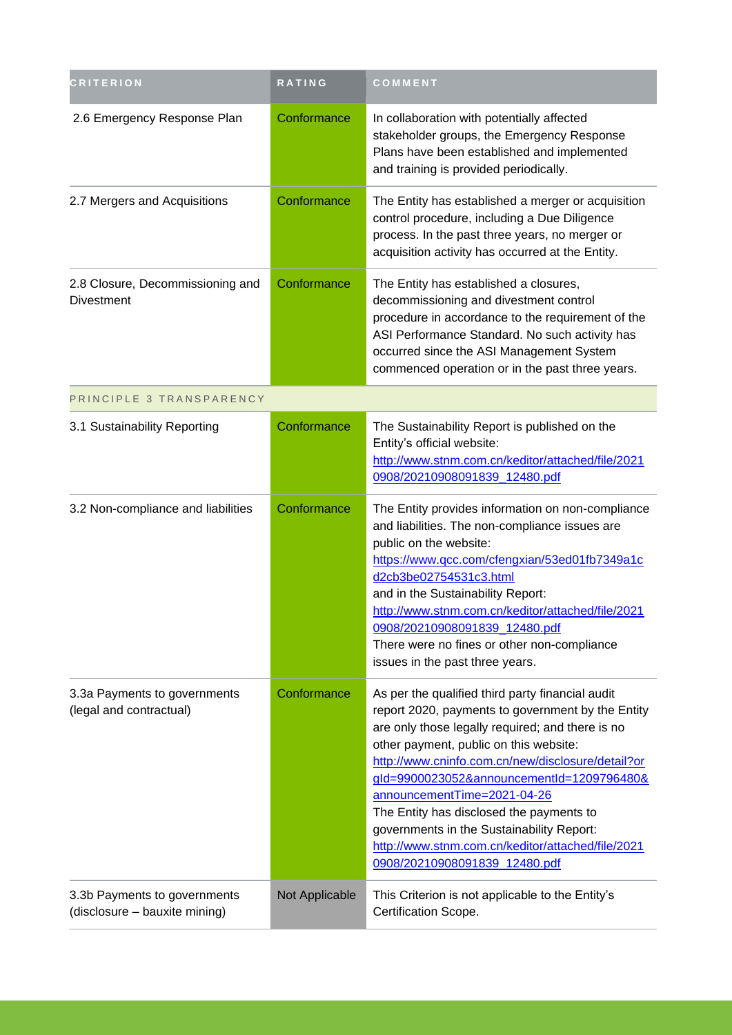| CRITERION | RATING | COMMENT |
| --- | --- | --- |
| 2.6 Emergency Response Plan | Conformance | In collaboration with potentially affected stakeholder groups, the Emergency Response Plans have been established and implemented and training is provided periodically. |
| 2.7 Mergers and Acquisitions | Conformance | The Entity has established a merger or acquisition control procedure, including a Due Diligence process. In the past three years, no merger or acquisition activity has occurred at the Entity. |
| 2.8 Closure, Decommissioning and Divestment | Conformance | The Entity has established a closures, decommissioning and divestment control procedure in accordance to the requirement of the ASI Performance Standard. No such activity has occurred since the ASI Management System commenced operation or in the past three years. |
| PRINCIPLE 3 TRANSPARENCY | | |
| 3.1 Sustainability Reporting | Conformance | The Sustainability Report is published on the Entity's official website: http://www.stnm.com.cn/keditor/attached/file/20210908/20210908091839_12480.pdf |
| 3.2 Non-compliance and liabilities | Conformance | The Entity provides information on non-compliance and liabilities. The non-compliance issues are public on the website: https://www.qcc.com/cfengxian/53ed01fb7349a1cd2cb3be02754531c3.html and in the Sustainability Report: http://www.stnm.com.cn/keditor/attached/file/20210908/20210908091839_12480.pdf There were no fines or other non-compliance issues in the past three years. |
| 3.3a Payments to governments (legal and contractual) | Conformance | As per the qualified third party financial audit report 2020, payments to government by the Entity are only those legally required; and there is no other payment, public on this website: http://www.cninfo.com.cn/new/disclosure/detail?orgId=9900023052&announcementId=1209796480&announcementTime=2021-04-26 The Entity has disclosed the payments to governments in the Sustainability Report: http://www.stnm.com.cn/keditor/attached/file/20210908/20210908091839_12480.pdf |
| 3.3b Payments to governments (disclosure – bauxite mining) | Not Applicable | This Criterion is not applicable to the Entity's Certification Scope. |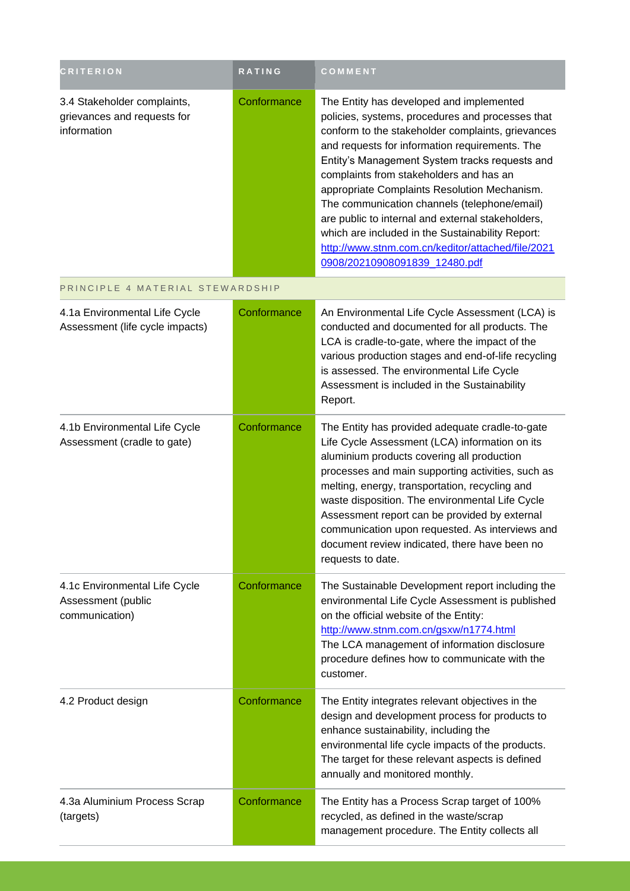| CRITERION | RATING | COMMENT |
| --- | --- | --- |
| 3.4 Stakeholder complaints, grievances and requests for information | Conformance | The Entity has developed and implemented policies, systems, procedures and processes that conform to the stakeholder complaints, grievances and requests for information requirements. The Entity's Management System tracks requests and complaints from stakeholders and has an appropriate Complaints Resolution Mechanism. The communication channels (telephone/email) are public to internal and external stakeholders, which are included in the Sustainability Report: http://www.stnm.com.cn/keditor/attached/file/20210908/20210908091839_12480.pdf |
| PRINCIPLE 4 MATERIAL STEWARDSHIP | | |
| 4.1a Environmental Life Cycle Assessment (life cycle impacts) | Conformance | An Environmental Life Cycle Assessment (LCA) is conducted and documented for all products. The LCA is cradle-to-gate, where the impact of the various production stages and end-of-life recycling is assessed. The environmental Life Cycle Assessment is included in the Sustainability Report. |
| 4.1b Environmental Life Cycle Assessment (cradle to gate) | Conformance | The Entity has provided adequate cradle-to-gate Life Cycle Assessment (LCA) information on its aluminium products covering all production processes and main supporting activities, such as melting, energy, transportation, recycling and waste disposition. The environmental Life Cycle Assessment report can be provided by external communication upon requested. As interviews and document review indicated, there have been no requests to date. |
| 4.1c Environmental Life Cycle Assessment (public communication) | Conformance | The Sustainable Development report including the environmental Life Cycle Assessment is published on the official website of the Entity: http://www.stnm.com.cn/gsxw/n1774.html The LCA management of information disclosure procedure defines how to communicate with the customer. |
| 4.2 Product design | Conformance | The Entity integrates relevant objectives in the design and development process for products to enhance sustainability, including the environmental life cycle impacts of the products. The target for these relevant aspects is defined annually and monitored monthly. |
| 4.3a Aluminium Process Scrap (targets) | Conformance | The Entity has a Process Scrap target of 100% recycled, as defined in the waste/scrap management procedure. The Entity collects all |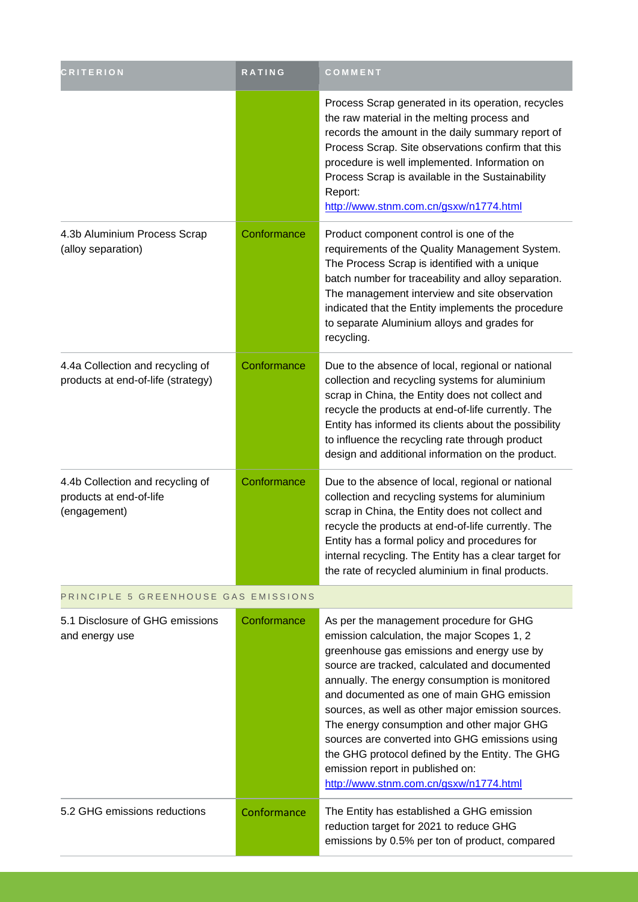| CRITERION | RATING | COMMENT |
| --- | --- | --- |
| | | Process Scrap generated in its operation, recycles the raw material in the melting process and records the amount in the daily summary report of Process Scrap. Site observations confirm that this procedure is well implemented. Information on Process Scrap is available in the Sustainability Report: http://www.stnm.com.cn/gsxw/n1774.html |
| 4.3b Aluminium Process Scrap (alloy separation) | Conformance | Product component control is one of the requirements of the Quality Management System. The Process Scrap is identified with a unique batch number for traceability and alloy separation. The management interview and site observation indicated that the Entity implements the procedure to separate Aluminium alloys and grades for recycling. |
| 4.4a Collection and recycling of products at end-of-life (strategy) | Conformance | Due to the absence of local, regional or national collection and recycling systems for aluminium scrap in China, the Entity does not collect and recycle the products at end-of-life currently. The Entity has informed its clients about the possibility to influence the recycling rate through product design and additional information on the product. |
| 4.4b Collection and recycling of products at end-of-life (engagement) | Conformance | Due to the absence of local, regional or national collection and recycling systems for aluminium scrap in China, the Entity does not collect and recycle the products at end-of-life currently. The Entity has a formal policy and procedures for internal recycling. The Entity has a clear target for the rate of recycled aluminium in final products. |
| PRINCIPLE 5 GREENHOUSE GAS EMISSIONS | | |
| 5.1 Disclosure of GHG emissions and energy use | Conformance | As per the management procedure for GHG emission calculation, the major Scopes 1, 2 greenhouse gas emissions and energy use by source are tracked, calculated and documented annually. The energy consumption is monitored and documented as one of main GHG emission sources, as well as other major emission sources. The energy consumption and other major GHG sources are converted into GHG emissions using the GHG protocol defined by the Entity. The GHG emission report in published on: http://www.stnm.com.cn/gsxw/n1774.html |
| 5.2 GHG emissions reductions | Conformance | The Entity has established a GHG emission reduction target for 2021 to reduce GHG emissions by 0.5% per ton of product, compared |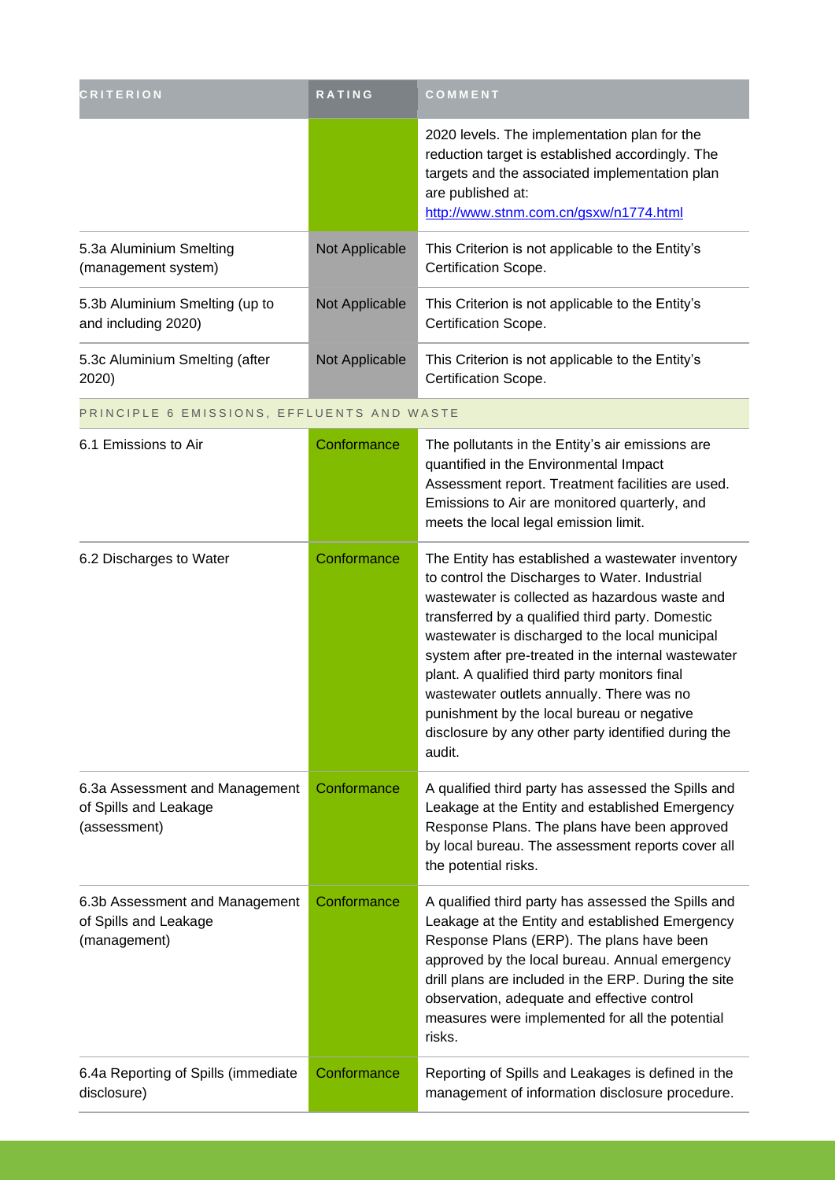| CRITERION | RATING | COMMENT |
| --- | --- | --- |
| | | 2020 levels. The implementation plan for the reduction target is established accordingly. The targets and the associated implementation plan are published at: http://www.stnm.com.cn/gsxw/n1774.html |
| 5.3a Aluminium Smelting (management system) | Not Applicable | This Criterion is not applicable to the Entity's Certification Scope. |
| 5.3b Aluminium Smelting (up to and including 2020) | Not Applicable | This Criterion is not applicable to the Entity's Certification Scope. |
| 5.3c Aluminium Smelting (after 2020) | Not Applicable | This Criterion is not applicable to the Entity's Certification Scope. |
| PRINCIPLE 6 EMISSIONS, EFFLUENTS AND WASTE | | |
| 6.1 Emissions to Air | Conformance | The pollutants in the Entity's air emissions are quantified in the Environmental Impact Assessment report. Treatment facilities are used. Emissions to Air are monitored quarterly, and meets the local legal emission limit. |
| 6.2 Discharges to Water | Conformance | The Entity has established a wastewater inventory to control the Discharges to Water. Industrial wastewater is collected as hazardous waste and transferred by a qualified third party. Domestic wastewater is discharged to the local municipal system after pre-treated in the internal wastewater plant. A qualified third party monitors final wastewater outlets annually. There was no punishment by the local bureau or negative disclosure by any other party identified during the audit. |
| 6.3a Assessment and Management of Spills and Leakage (assessment) | Conformance | A qualified third party has assessed the Spills and Leakage at the Entity and established Emergency Response Plans. The plans have been approved by local bureau. The assessment reports cover all the potential risks. |
| 6.3b Assessment and Management of Spills and Leakage (management) | Conformance | A qualified third party has assessed the Spills and Leakage at the Entity and established Emergency Response Plans (ERP). The plans have been approved by the local bureau. Annual emergency drill plans are included in the ERP. During the site observation, adequate and effective control measures were implemented for all the potential risks. |
| 6.4a Reporting of Spills (immediate disclosure) | Conformance | Reporting of Spills and Leakages is defined in the management of information disclosure procedure. |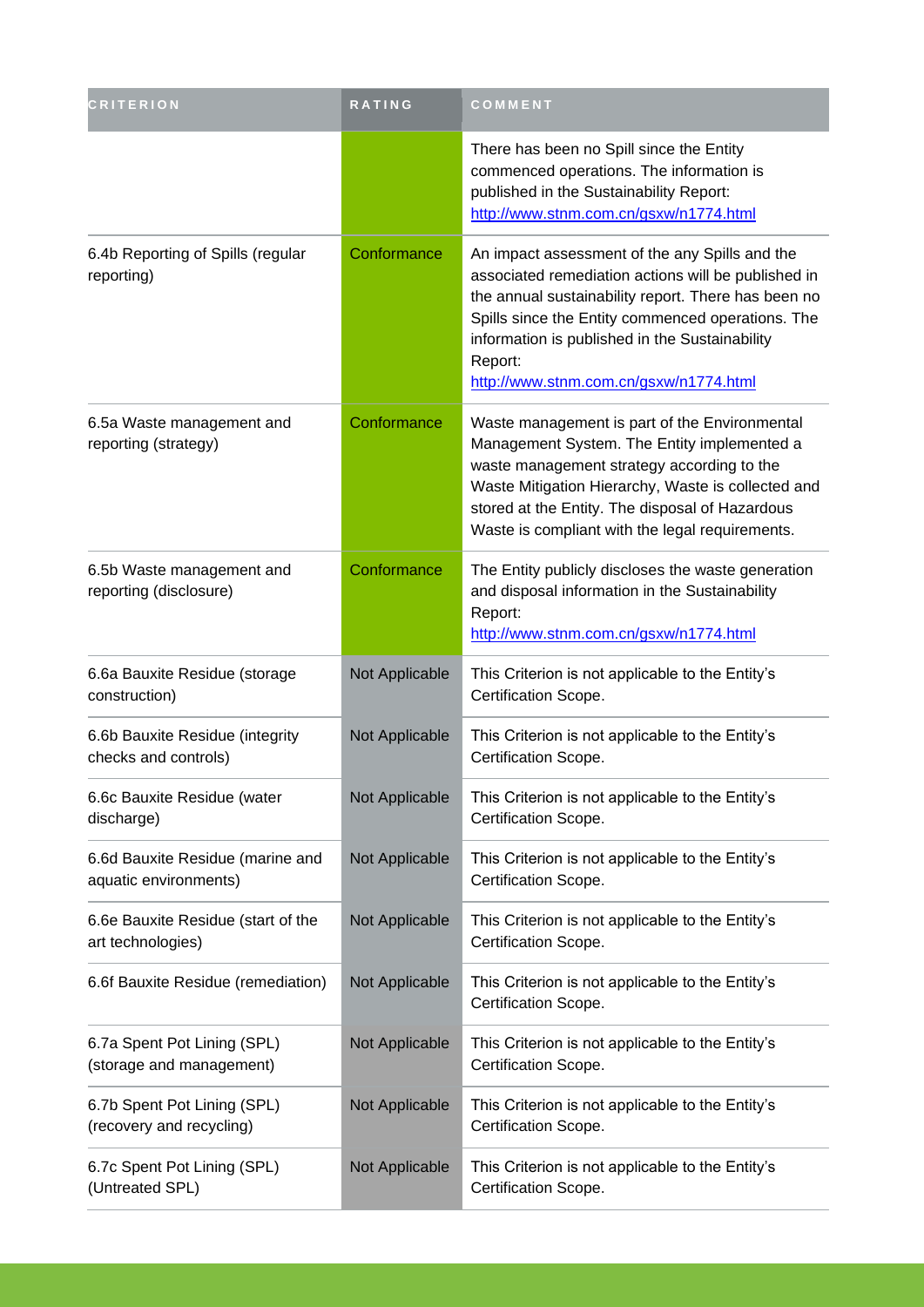| CRITERION | RATING | COMMENT |
| --- | --- | --- |
| | | There has been no Spill since the Entity commenced operations. The information is published in the Sustainability Report: http://www.stnm.com.cn/gsxw/n1774.html |
| 6.4b Reporting of Spills (regular reporting) | Conformance | An impact assessment of the any Spills and the associated remediation actions will be published in the annual sustainability report. There has been no Spills since the Entity commenced operations. The information is published in the Sustainability Report: http://www.stnm.com.cn/gsxw/n1774.html |
| 6.5a Waste management and reporting (strategy) | Conformance | Waste management is part of the Environmental Management System. The Entity implemented a waste management strategy according to the Waste Mitigation Hierarchy, Waste is collected and stored at the Entity. The disposal of Hazardous Waste is compliant with the legal requirements. |
| 6.5b Waste management and reporting (disclosure) | Conformance | The Entity publicly discloses the waste generation and disposal information in the Sustainability Report: http://www.stnm.com.cn/gsxw/n1774.html |
| 6.6a Bauxite Residue (storage construction) | Not Applicable | This Criterion is not applicable to the Entity's Certification Scope. |
| 6.6b Bauxite Residue (integrity checks and controls) | Not Applicable | This Criterion is not applicable to the Entity's Certification Scope. |
| 6.6c Bauxite Residue (water discharge) | Not Applicable | This Criterion is not applicable to the Entity's Certification Scope. |
| 6.6d Bauxite Residue (marine and aquatic environments) | Not Applicable | This Criterion is not applicable to the Entity's Certification Scope. |
| 6.6e Bauxite Residue (start of the art technologies) | Not Applicable | This Criterion is not applicable to the Entity's Certification Scope. |
| 6.6f Bauxite Residue (remediation) | Not Applicable | This Criterion is not applicable to the Entity's Certification Scope. |
| 6.7a Spent Pot Lining (SPL) (storage and management) | Not Applicable | This Criterion is not applicable to the Entity's Certification Scope. |
| 6.7b Spent Pot Lining (SPL) (recovery and recycling) | Not Applicable | This Criterion is not applicable to the Entity's Certification Scope. |
| 6.7c Spent Pot Lining (SPL) (Untreated SPL) | Not Applicable | This Criterion is not applicable to the Entity's Certification Scope. |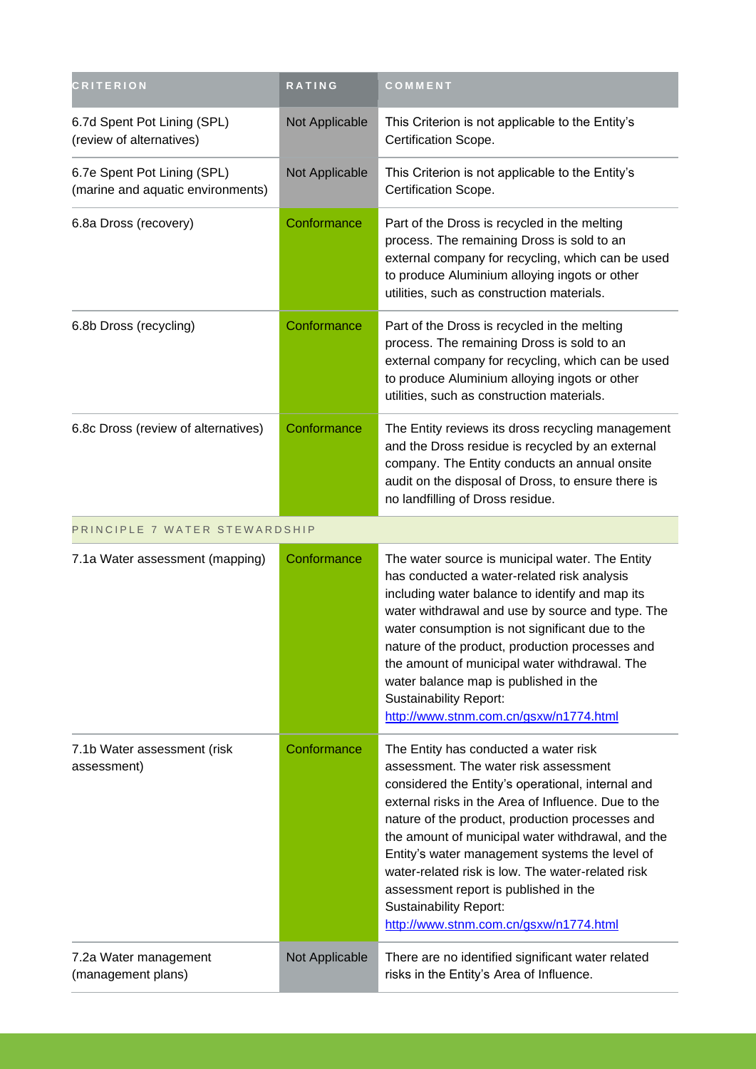| CRITERION | RATING | COMMENT |
|---|---|---|
| 6.7d Spent Pot Lining (SPL) (review of alternatives) | Not Applicable | This Criterion is not applicable to the Entity's Certification Scope. |
| 6.7e Spent Pot Lining (SPL) (marine and aquatic environments) | Not Applicable | This Criterion is not applicable to the Entity's Certification Scope. |
| 6.8a Dross (recovery) | Conformance | Part of the Dross is recycled in the melting process. The remaining Dross is sold to an external company for recycling, which can be used to produce Aluminium alloying ingots or other utilities, such as construction materials. |
| 6.8b Dross (recycling) | Conformance | Part of the Dross is recycled in the melting process. The remaining Dross is sold to an external company for recycling, which can be used to produce Aluminium alloying ingots or other utilities, such as construction materials. |
| 6.8c Dross (review of alternatives) | Conformance | The Entity reviews its dross recycling management and the Dross residue is recycled by an external company. The Entity conducts an annual onsite audit on the disposal of Dross, to ensure there is no landfilling of Dross residue. |
| PRINCIPLE 7 WATER STEWARDSHIP | | |
| 7.1a Water assessment (mapping) | Conformance | The water source is municipal water. The Entity has conducted a water-related risk analysis including water balance to identify and map its water withdrawal and use by source and type. The water consumption is not significant due to the nature of the product, production processes and the amount of municipal water withdrawal. The water balance map is published in the Sustainability Report: http://www.stnm.com.cn/gsxw/n1774.html |
| 7.1b Water assessment (risk assessment) | Conformance | The Entity has conducted a water risk assessment. The water risk assessment considered the Entity's operational, internal and external risks in the Area of Influence. Due to the nature of the product, production processes and the amount of municipal water withdrawal, and the Entity's water management systems the level of water-related risk is low. The water-related risk assessment report is published in the Sustainability Report: http://www.stnm.com.cn/gsxw/n1774.html |
| 7.2a Water management (management plans) | Not Applicable | There are no identified significant water related risks in the Entity's Area of Influence. |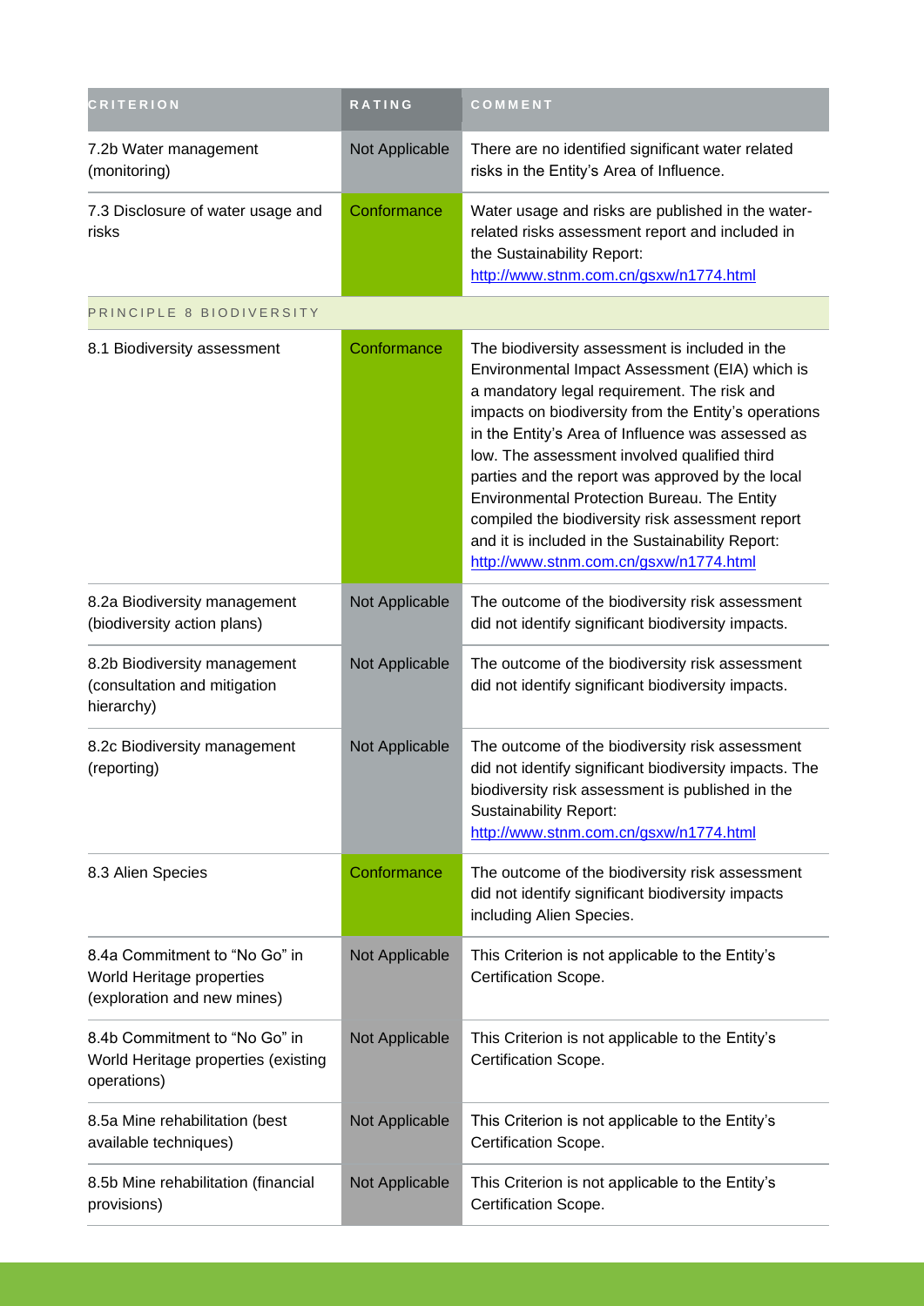| CRITERION | RATING | COMMENT |
|---|---|---|
| 7.2b Water management (monitoring) | Not Applicable | There are no identified significant water related risks in the Entity's Area of Influence. |
| 7.3 Disclosure of water usage and risks | Conformance | Water usage and risks are published in the water-related risks assessment report and included in the Sustainability Report: http://www.stnm.com.cn/gsxw/n1774.html |
| PRINCIPLE 8 BIODIVERSITY | | |
| 8.1 Biodiversity assessment | Conformance | The biodiversity assessment is included in the Environmental Impact Assessment (EIA) which is a mandatory legal requirement. The risk and impacts on biodiversity from the Entity's operations in the Entity's Area of Influence was assessed as low. The assessment involved qualified third parties and the report was approved by the local Environmental Protection Bureau. The Entity compiled the biodiversity risk assessment report and it is included in the Sustainability Report: http://www.stnm.com.cn/gsxw/n1774.html |
| 8.2a Biodiversity management (biodiversity action plans) | Not Applicable | The outcome of the biodiversity risk assessment did not identify significant biodiversity impacts. |
| 8.2b Biodiversity management (consultation and mitigation hierarchy) | Not Applicable | The outcome of the biodiversity risk assessment did not identify significant biodiversity impacts. |
| 8.2c Biodiversity management (reporting) | Not Applicable | The outcome of the biodiversity risk assessment did not identify significant biodiversity impacts. The biodiversity risk assessment is published in the Sustainability Report: http://www.stnm.com.cn/gsxw/n1774.html |
| 8.3 Alien Species | Conformance | The outcome of the biodiversity risk assessment did not identify significant biodiversity impacts including Alien Species. |
| 8.4a Commitment to "No Go" in World Heritage properties (exploration and new mines) | Not Applicable | This Criterion is not applicable to the Entity's Certification Scope. |
| 8.4b Commitment to "No Go" in World Heritage properties (existing operations) | Not Applicable | This Criterion is not applicable to the Entity's Certification Scope. |
| 8.5a Mine rehabilitation (best available techniques) | Not Applicable | This Criterion is not applicable to the Entity's Certification Scope. |
| 8.5b Mine rehabilitation (financial provisions) | Not Applicable | This Criterion is not applicable to the Entity's Certification Scope. |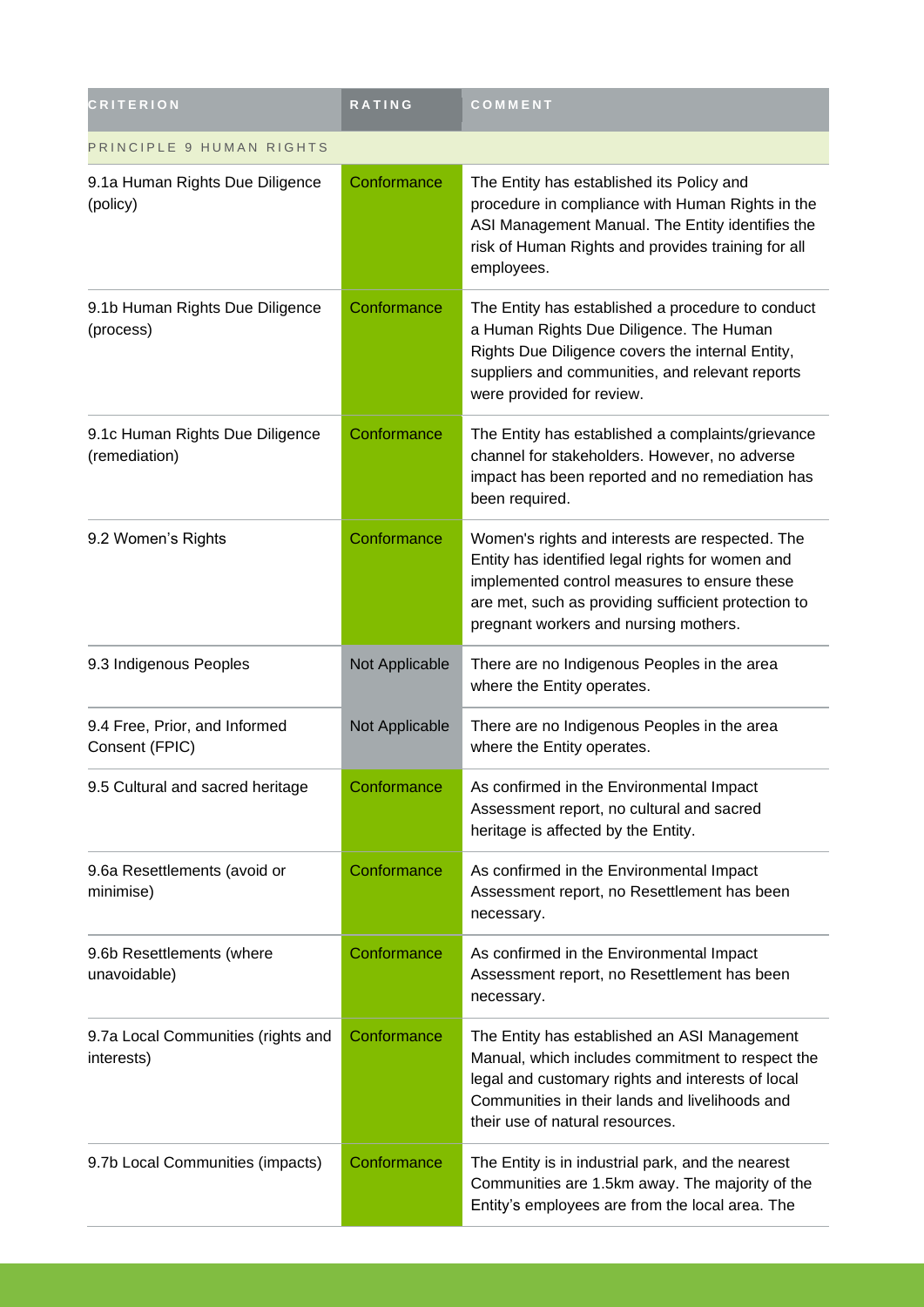| CRITERION | RATING | COMMENT |
| --- | --- | --- |
| PRINCIPLE 9 HUMAN RIGHTS | | |
| 9.1a Human Rights Due Diligence (policy) | Conformance | The Entity has established its Policy and procedure in compliance with Human Rights in the ASI Management Manual. The Entity identifies the risk of Human Rights and provides training for all employees. |
| 9.1b Human Rights Due Diligence (process) | Conformance | The Entity has established a procedure to conduct a Human Rights Due Diligence. The Human Rights Due Diligence covers the internal Entity, suppliers and communities, and relevant reports were provided for review. |
| 9.1c Human Rights Due Diligence (remediation) | Conformance | The Entity has established a complaints/grievance channel for stakeholders. However, no adverse impact has been reported and no remediation has been required. |
| 9.2 Women's Rights | Conformance | Women's rights and interests are respected. The Entity has identified legal rights for women and implemented control measures to ensure these are met, such as providing sufficient protection to pregnant workers and nursing mothers. |
| 9.3 Indigenous Peoples | Not Applicable | There are no Indigenous Peoples in the area where the Entity operates. |
| 9.4 Free, Prior, and Informed Consent (FPIC) | Not Applicable | There are no Indigenous Peoples in the area where the Entity operates. |
| 9.5 Cultural and sacred heritage | Conformance | As confirmed in the Environmental Impact Assessment report, no cultural and sacred heritage is affected by the Entity. |
| 9.6a Resettlements (avoid or minimise) | Conformance | As confirmed in the Environmental Impact Assessment report, no Resettlement has been necessary. |
| 9.6b Resettlements (where unavoidable) | Conformance | As confirmed in the Environmental Impact Assessment report, no Resettlement has been necessary. |
| 9.7a Local Communities (rights and interests) | Conformance | The Entity has established an ASI Management Manual, which includes commitment to respect the legal and customary rights and interests of local Communities in their lands and livelihoods and their use of natural resources. |
| 9.7b Local Communities (impacts) | Conformance | The Entity is in industrial park, and the nearest Communities are 1.5km away. The majority of the Entity's employees are from the local area. The |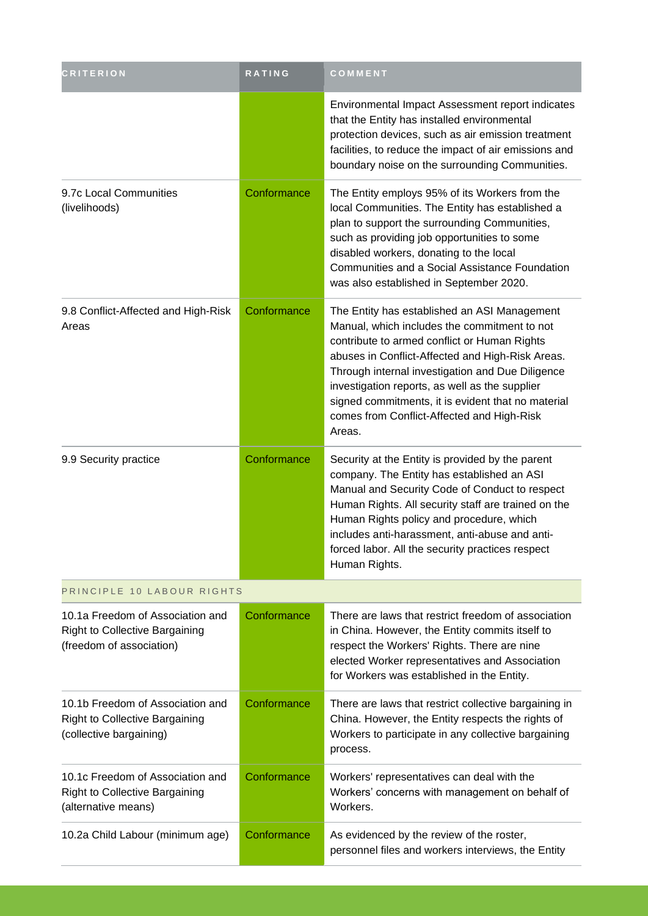| CRITERION | RATING | COMMENT |
|---|---|---|
| | | Environmental Impact Assessment report indicates that the Entity has installed environmental protection devices, such as air emission treatment facilities, to reduce the impact of air emissions and boundary noise on the surrounding Communities. |
| 9.7c Local Communities (livelihoods) | Conformance | The Entity employs 95% of its Workers from the local Communities. The Entity has established a plan to support the surrounding Communities, such as providing job opportunities to some disabled workers, donating to the local Communities and a Social Assistance Foundation was also established in September 2020. |
| 9.8 Conflict-Affected and High-Risk Areas | Conformance | The Entity has established an ASI Management Manual, which includes the commitment to not contribute to armed conflict or Human Rights abuses in Conflict-Affected and High-Risk Areas. Through internal investigation and Due Diligence investigation reports, as well as the supplier signed commitments, it is evident that no material comes from Conflict-Affected and High-Risk Areas. |
| 9.9 Security practice | Conformance | Security at the Entity is provided by the parent company. The Entity has established an ASI Manual and Security Code of Conduct to respect Human Rights. All security staff are trained on the Human Rights policy and procedure, which includes anti-harassment, anti-abuse and anti-forced labor. All the security practices respect Human Rights. |
| PRINCIPLE 10 LABOUR RIGHTS | | |
| 10.1a Freedom of Association and Right to Collective Bargaining (freedom of association) | Conformance | There are laws that restrict freedom of association in China. However, the Entity commits itself to respect the Workers' Rights. There are nine elected Worker representatives and Association for Workers was established in the Entity. |
| 10.1b Freedom of Association and Right to Collective Bargaining (collective bargaining) | Conformance | There are laws that restrict collective bargaining in China. However, the Entity respects the rights of Workers to participate in any collective bargaining process. |
| 10.1c Freedom of Association and Right to Collective Bargaining (alternative means) | Conformance | Workers' representatives can deal with the Workers' concerns with management on behalf of Workers. |
| 10.2a Child Labour (minimum age) | Conformance | As evidenced by the review of the roster, personnel files and workers interviews, the Entity |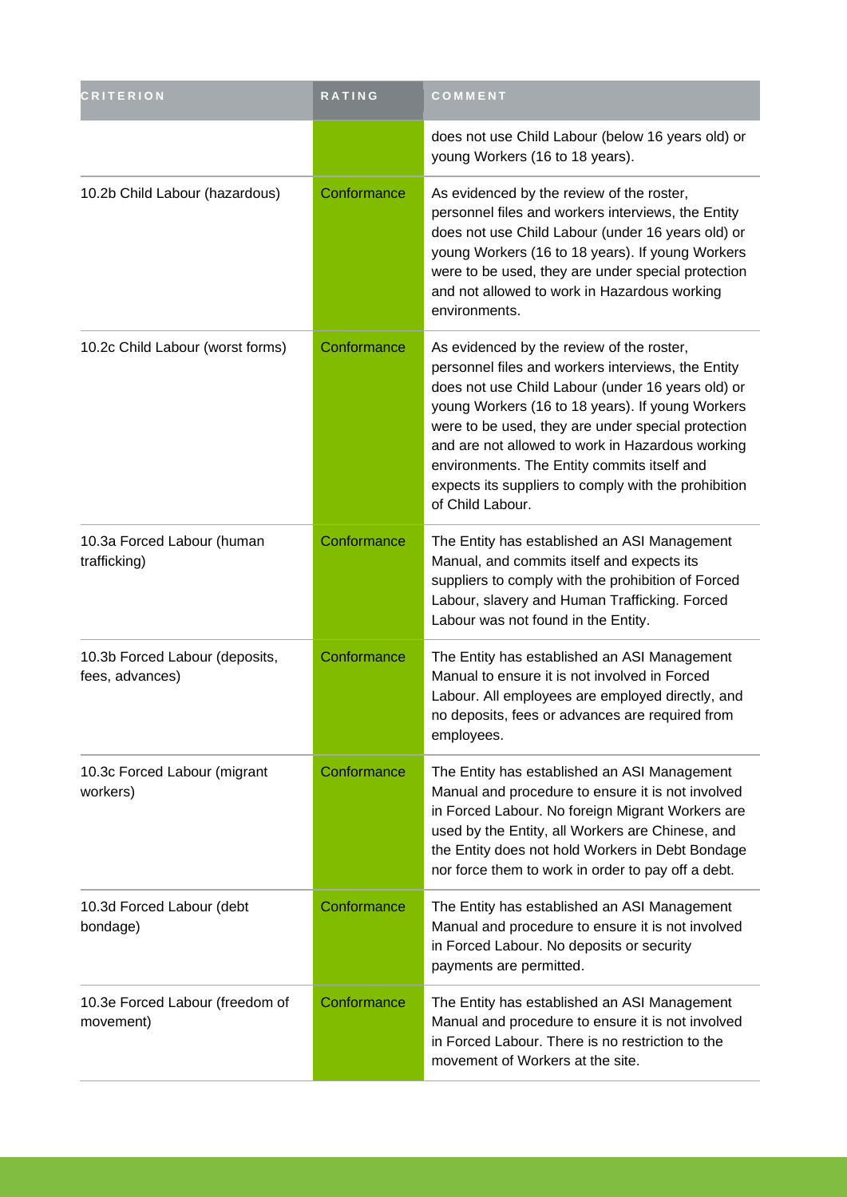| CRITERION | RATING | COMMENT |
| --- | --- | --- |
| | | does not use Child Labour (below 16 years old) or young Workers (16 to 18 years). |
| 10.2b Child Labour (hazardous) | Conformance | As evidenced by the review of the roster, personnel files and workers interviews, the Entity does not use Child Labour (under 16 years old) or young Workers (16 to 18 years). If young Workers were to be used, they are under special protection and not allowed to work in Hazardous working environments. |
| 10.2c Child Labour (worst forms) | Conformance | As evidenced by the review of the roster, personnel files and workers interviews, the Entity does not use Child Labour (under 16 years old) or young Workers (16 to 18 years). If young Workers were to be used, they are under special protection and are not allowed to work in Hazardous working environments. The Entity commits itself and expects its suppliers to comply with the prohibition of Child Labour. |
| 10.3a Forced Labour (human trafficking) | Conformance | The Entity has established an ASI Management Manual, and commits itself and expects its suppliers to comply with the prohibition of Forced Labour, slavery and Human Trafficking. Forced Labour was not found in the Entity. |
| 10.3b Forced Labour (deposits, fees, advances) | Conformance | The Entity has established an ASI Management Manual to ensure it is not involved in Forced Labour. All employees are employed directly, and no deposits, fees or advances are required from employees. |
| 10.3c Forced Labour (migrant workers) | Conformance | The Entity has established an ASI Management Manual and procedure to ensure it is not involved in Forced Labour. No foreign Migrant Workers are used by the Entity, all Workers are Chinese, and the Entity does not hold Workers in Debt Bondage nor force them to work in order to pay off a debt. |
| 10.3d Forced Labour (debt bondage) | Conformance | The Entity has established an ASI Management Manual and procedure to ensure it is not involved in Forced Labour. No deposits or security payments are permitted. |
| 10.3e Forced Labour (freedom of movement) | Conformance | The Entity has established an ASI Management Manual and procedure to ensure it is not involved in Forced Labour. There is no restriction to the movement of Workers at the site. |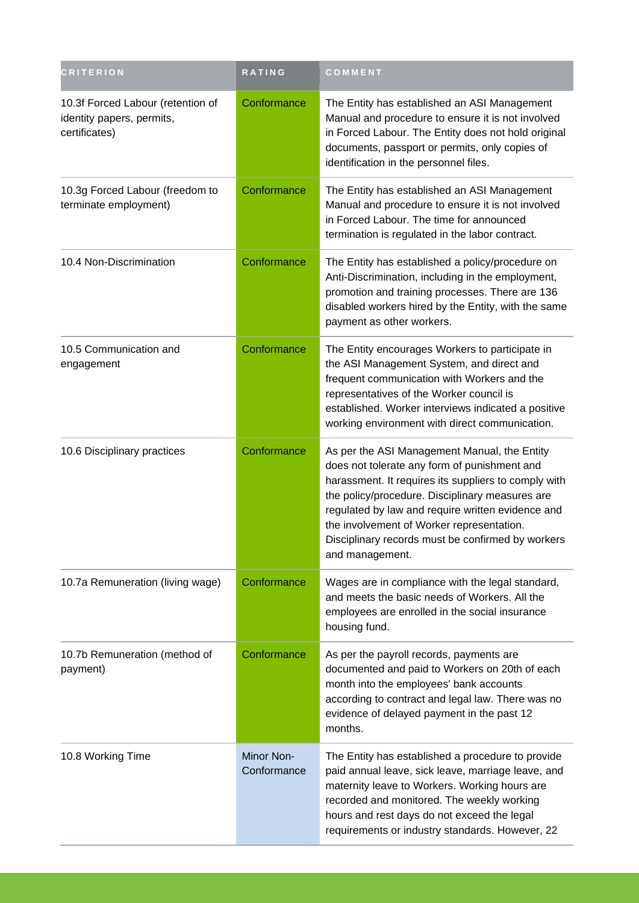| CRITERION | RATING | COMMENT |
|---|---|---|
| 10.3f Forced Labour (retention of identity papers, permits, certificates) | Conformance | The Entity has established an ASI Management Manual and procedure to ensure it is not involved in Forced Labour. The Entity does not hold original documents, passport or permits, only copies of identification in the personnel files. |
| 10.3g Forced Labour (freedom to terminate employment) | Conformance | The Entity has established an ASI Management Manual and procedure to ensure it is not involved in Forced Labour. The time for announced termination is regulated in the labor contract. |
| 10.4 Non-Discrimination | Conformance | The Entity has established a policy/procedure on Anti-Discrimination, including in the employment, promotion and training processes. There are 136 disabled workers hired by the Entity, with the same payment as other workers. |
| 10.5 Communication and engagement | Conformance | The Entity encourages Workers to participate in the ASI Management System, and direct and frequent communication with Workers and the representatives of the Worker council is established. Worker interviews indicated a positive working environment with direct communication. |
| 10.6 Disciplinary practices | Conformance | As per the ASI Management Manual, the Entity does not tolerate any form of punishment and harassment. It requires its suppliers to comply with the policy/procedure. Disciplinary measures are regulated by law and require written evidence and the involvement of Worker representation. Disciplinary records must be confirmed by workers and management. |
| 10.7a Remuneration (living wage) | Conformance | Wages are in compliance with the legal standard, and meets the basic needs of Workers. All the employees are enrolled in the social insurance housing fund. |
| 10.7b Remuneration (method of payment) | Conformance | As per the payroll records, payments are documented and paid to Workers on 20th of each month into the employees' bank accounts according to contract and legal law. There was no evidence of delayed payment in the past 12 months. |
| 10.8 Working Time | Minor Non-Conformance | The Entity has established a procedure to provide paid annual leave, sick leave, marriage leave, and maternity leave to Workers. Working hours are recorded and monitored. The weekly working hours and rest days do not exceed the legal requirements or industry standards. However, 22 |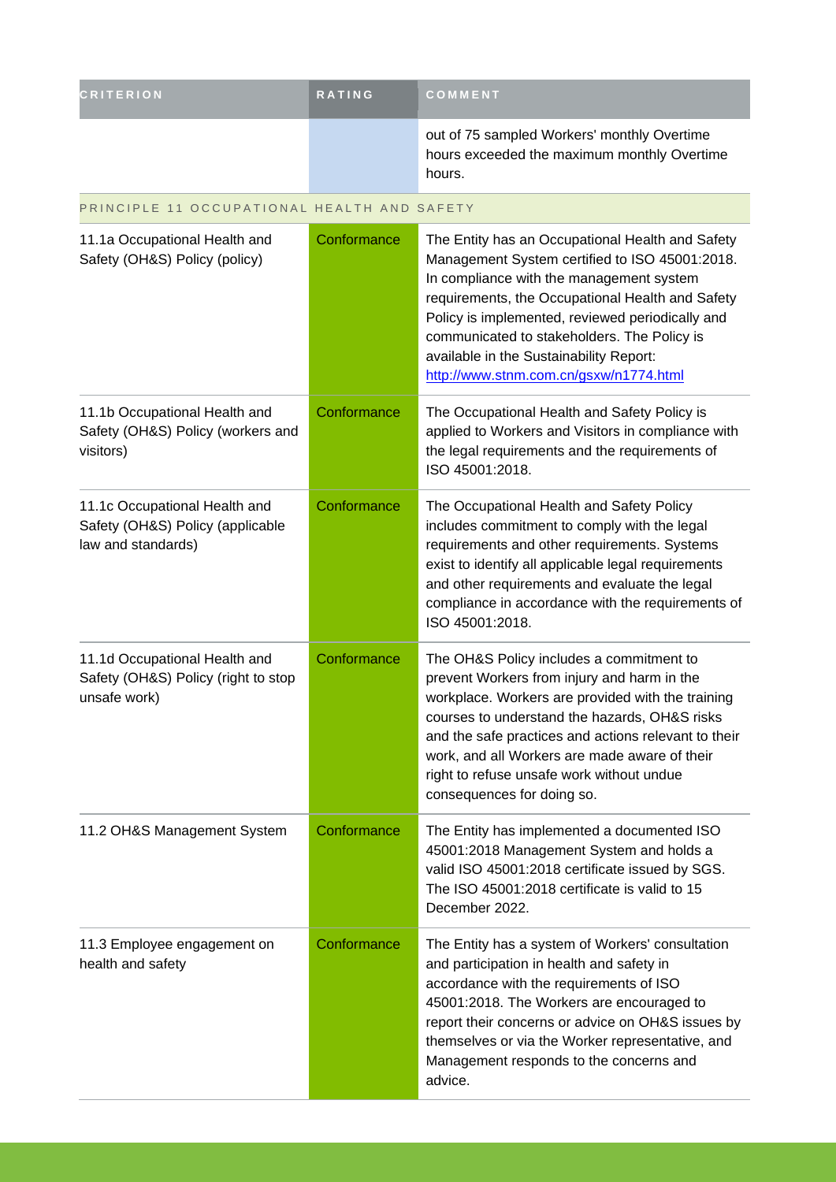| CRITERION | RATING | COMMENT |
| --- | --- | --- |
| | | out of 75 sampled Workers' monthly Overtime hours exceeded the maximum monthly Overtime hours. |
| PRINCIPLE 11 OCCUPATIONAL HEALTH AND SAFETY | | |
| 11.1a Occupational Health and Safety (OH&S) Policy (policy) | Conformance | The Entity has an Occupational Health and Safety Management System certified to ISO 45001:2018. In compliance with the management system requirements, the Occupational Health and Safety Policy is implemented, reviewed periodically and communicated to stakeholders. The Policy is available in the Sustainability Report: http://www.stnm.com.cn/gsxw/n1774.html |
| 11.1b Occupational Health and Safety (OH&S) Policy (workers and visitors) | Conformance | The Occupational Health and Safety Policy is applied to Workers and Visitors in compliance with the legal requirements and the requirements of ISO 45001:2018. |
| 11.1c Occupational Health and Safety (OH&S) Policy (applicable law and standards) | Conformance | The Occupational Health and Safety Policy includes commitment to comply with the legal requirements and other requirements. Systems exist to identify all applicable legal requirements and other requirements and evaluate the legal compliance in accordance with the requirements of ISO 45001:2018. |
| 11.1d Occupational Health and Safety (OH&S) Policy (right to stop unsafe work) | Conformance | The OH&S Policy includes a commitment to prevent Workers from injury and harm in the workplace. Workers are provided with the training courses to understand the hazards, OH&S risks and the safe practices and actions relevant to their work, and all Workers are made aware of their right to refuse unsafe work without undue consequences for doing so. |
| 11.2 OH&S Management System | Conformance | The Entity has implemented a documented ISO 45001:2018 Management System and holds a valid ISO 45001:2018 certificate issued by SGS. The ISO 45001:2018 certificate is valid to 15 December 2022. |
| 11.3 Employee engagement on health and safety | Conformance | The Entity has a system of Workers' consultation and participation in health and safety in accordance with the requirements of ISO 45001:2018. The Workers are encouraged to report their concerns or advice on OH&S issues by themselves or via the Worker representative, and Management responds to the concerns and advice. |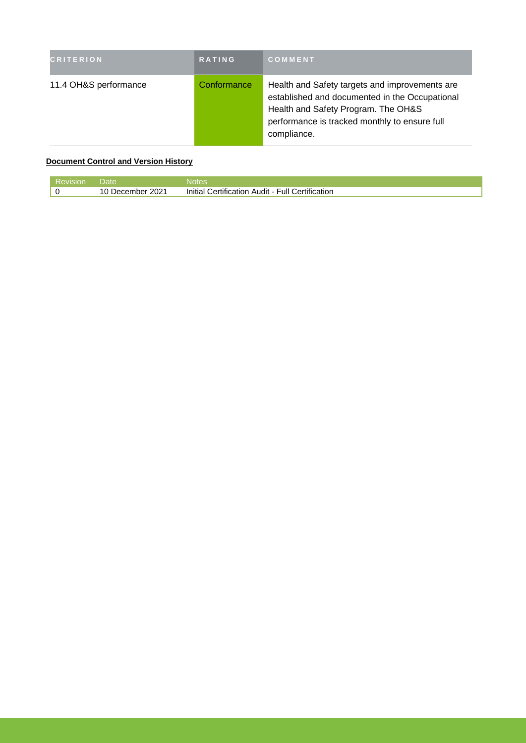| CRITERION | RATING | COMMENT |
| --- | --- | --- |
| 11.4 OH&S performance | Conformance | Health and Safety targets and improvements are established and documented in the Occupational Health and Safety Program. The OH&S performance is tracked monthly to ensure full compliance. |

**Document Control and Version History**

| Revision | Date | Notes |
| --- | --- | --- |
| 0 | 10 December 2021 | Initial Certification Audit - Full Certification |